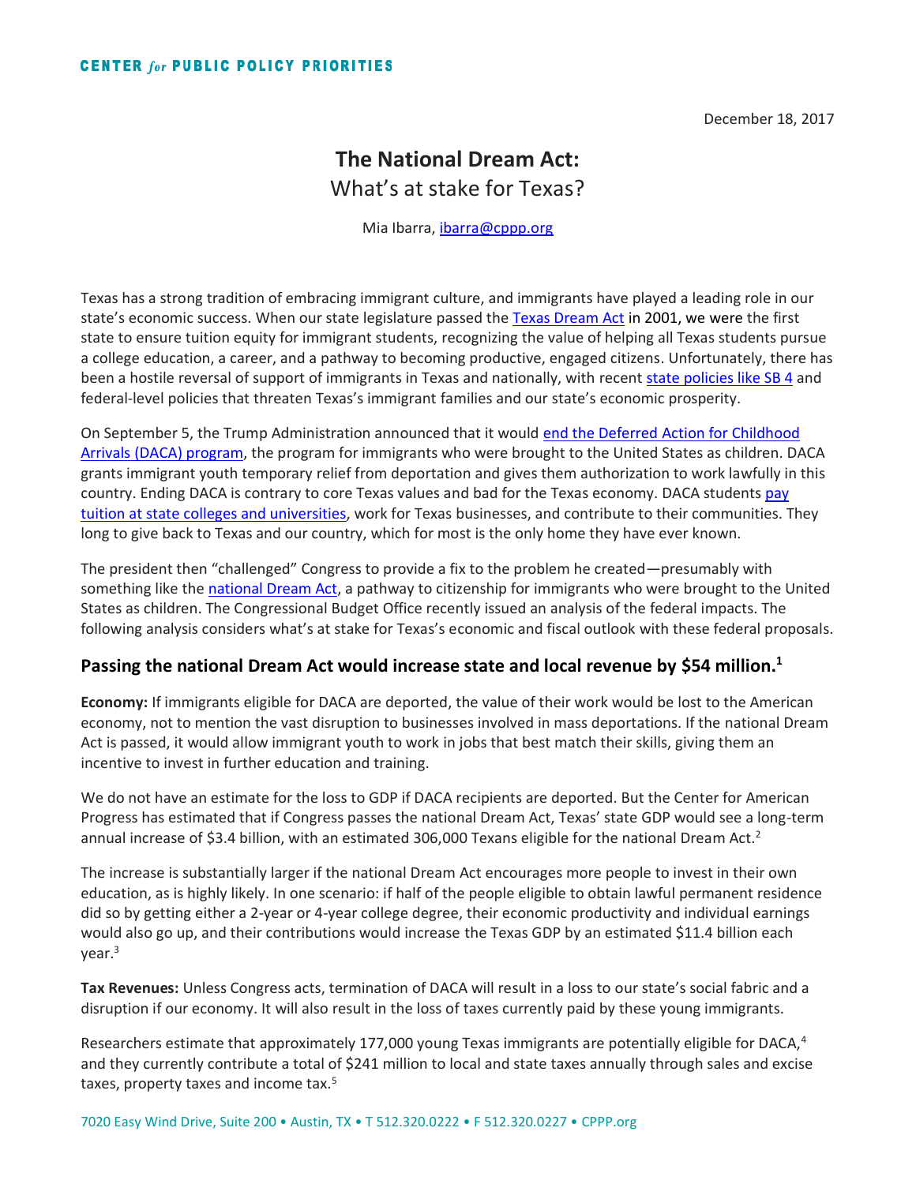CENTER *for* PUBLIC POLICY PRIORITIES

December 18, 2017

# The National Dream Act:

## What's at stake for Texas?

Mia Ibarra, ibarra@cppp.org

Texas has a strong tradition of embracing immigrant culture, and immigrants have played a leading role in our state's economic success. When our state legislature passed the Texas Dream Act in 2001, we were the first state to ensure tuition equity for immigrant students, recognizing the value of helping all Texas students pursue a college education, a career, and a pathway to becoming productive, engaged citizens. Unfortunately, there has been a hostile reversal of support of immigrants in Texas and nationally, with recent state policies like SB 4 and federal-level policies that threaten Texas's immigrant families and our state's economic prosperity.

On September 5, the Trump Administration announced that it would end the Deferred Action for Childhood Arrivals (DACA) program, the program for immigrants who were brought to the United States as children. DACA grants immigrant youth temporary relief from deportation and gives them authorization to work lawfully in this country. Ending DACA is contrary to core Texas values and bad for the Texas economy. DACA students pay tuition at state colleges and universities, work for Texas businesses, and contribute to their communities. They long to give back to Texas and our country, which for most is the only home they have ever known.

The president then "challenged" Congress to provide a fix to the problem he created—presumably with something like the national Dream Act, a pathway to citizenship for immigrants who were brought to the United States as children. The Congressional Budget Office recently issued an analysis of the federal impacts. The following analysis considers what's at stake for Texas's economic and fiscal outlook with these federal proposals.

### Passing the national Dream Act would increase state and local revenue by $54 million.[1]

**Economy:** If immigrants eligible for DACA are deported, the value of their work would be lost to the American economy, not to mention the vast disruption to businesses involved in mass deportations. If the national Dream Act is passed, it would allow immigrant youth to work in jobs that best match their skills, giving them an incentive to invest in further education and training.

We do not have an estimate for the loss to GDP if DACA recipients are deported. But the Center for American Progress has estimated that if Congress passes the national Dream Act, Texas' state GDP would see a long-term annual increase of $3.4 billion, with an estimated 306,000 Texans eligible for the national Dream Act.[2]

The increase is substantially larger if the national Dream Act encourages more people to invest in their own education, as is highly likely. In one scenario: if half of the people eligible to obtain lawful permanent residence did so by getting either a 2-year or 4-year college degree, their economic productivity and individual earnings would also go up, and their contributions would increase the Texas GDP by an estimated $11.4 billion each year.[3]

**Tax Revenues:** Unless Congress acts, termination of DACA will result in a loss to our state's social fabric and a disruption if our economy. It will also result in the loss of taxes currently paid by these young immigrants.

Researchers estimate that approximately 177,000 young Texas immigrants are potentially eligible for DACA,[4] and they currently contribute a total of $241 million to local and state taxes annually through sales and excise taxes, property taxes and income tax.[5]

7020 Easy Wind Drive, Suite 200 • Austin, TX • T 512.320.0222 • F 512.320.0227 • CPPP.org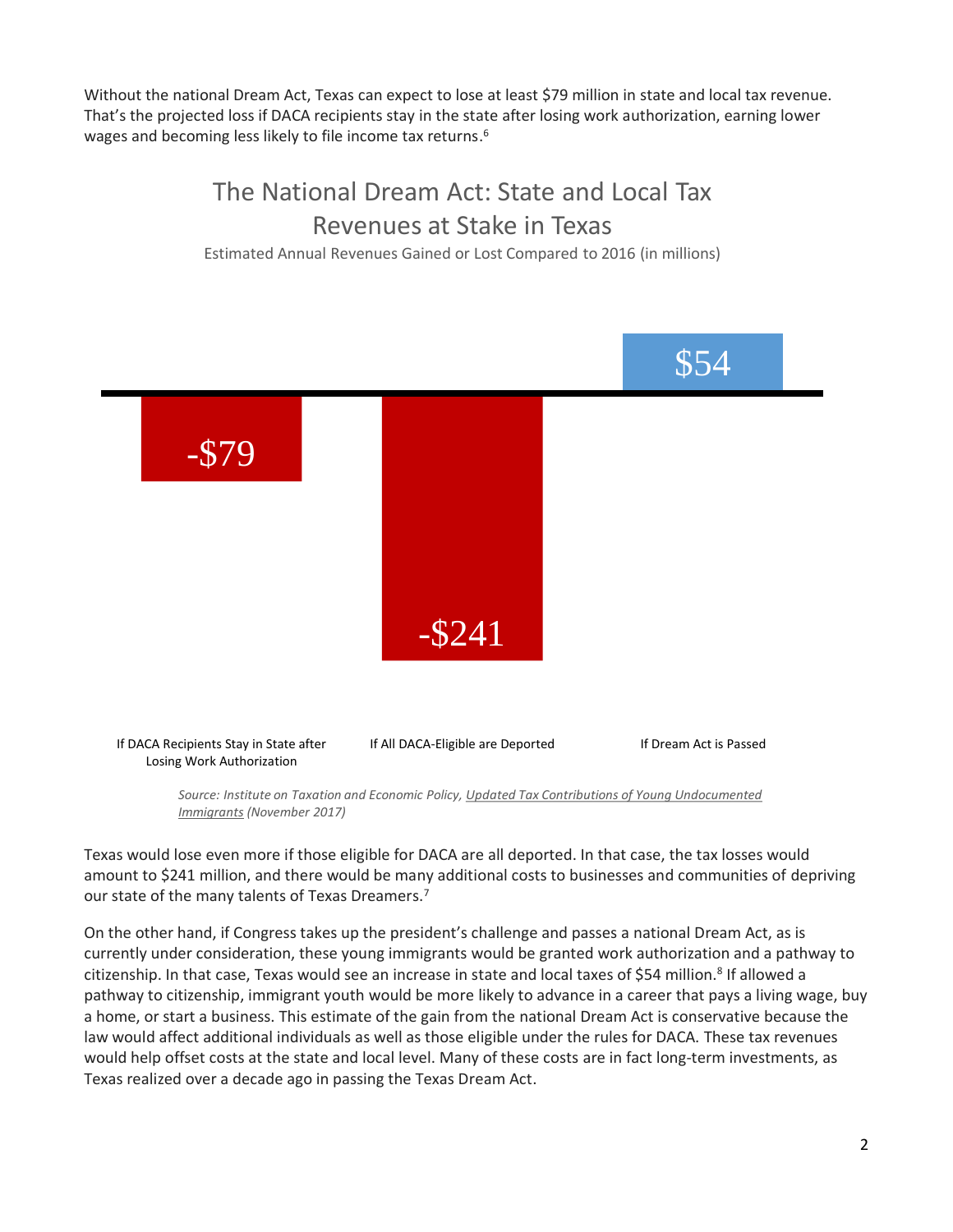Without the national Dream Act, Texas can expect to lose at least $79 million in state and local tax revenue. That's the projected loss if DACA recipients stay in the state after losing work authorization, earning lower wages and becoming less likely to file income tax returns.[6]

## The National Dream Act: State and Local Tax Revenues at Stake in Texas

Estimated Annual Revenues Gained or Lost Compared to 2016 (in millions)

| Scenario | Amount |
|---|---|
| If DACA Recipients Stay in State after Losing Work Authorization | -$79 |
| If All DACA-Eligible are Deported | -$241 |
| If Dream Act is Passed | $54 |

*Source: Institute on Taxation and Economic Policy, Updated Tax Contributions of Young Undocumented Immigrants (November 2017)*

Texas would lose even more if those eligible for DACA are all deported. In that case, the tax losses would amount to $241 million, and there would be many additional costs to businesses and communities of depriving our state of the many talents of Texas Dreamers.[7]

On the other hand, if Congress takes up the president's challenge and passes a national Dream Act, as is currently under consideration, these young immigrants would be granted work authorization and a pathway to citizenship. In that case, Texas would see an increase in state and local taxes of $54 million.[8] If allowed a pathway to citizenship, immigrant youth would be more likely to advance in a career that pays a living wage, buy a home, or start a business. This estimate of the gain from the national Dream Act is conservative because the law would affect additional individuals as well as those eligible under the rules for DACA. These tax revenues would help offset costs at the state and local level. Many of these costs are in fact long-term investments, as Texas realized over a decade ago in passing the Texas Dream Act.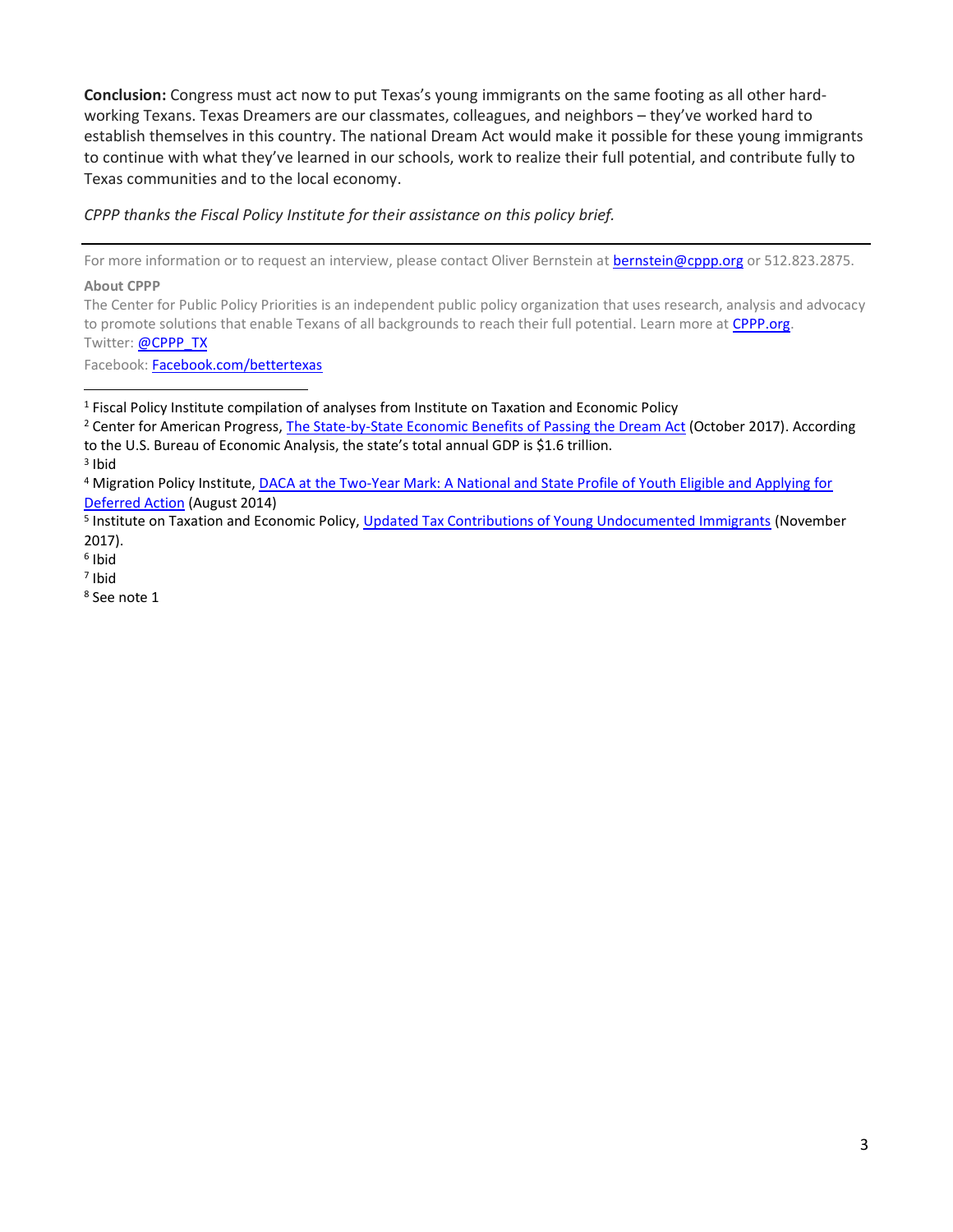**Conclusion:** Congress must act now to put Texas's young immigrants on the same footing as all other hard-working Texans. Texas Dreamers are our classmates, colleagues, and neighbors – they've worked hard to establish themselves in this country. The national Dream Act would make it possible for these young immigrants to continue with what they've learned in our schools, work to realize their full potential, and contribute fully to Texas communities and to the local economy.

*CPPP thanks the Fiscal Policy Institute for their assistance on this policy brief.*

---

For more information or to request an interview, please contact Oliver Bernstein at bernstein@cppp.org or 512.823.2875.

**About CPPP**

The Center for Public Policy Priorities is an independent public policy organization that uses research, analysis and advocacy to promote solutions that enable Texans of all backgrounds to reach their full potential. Learn more at CPPP.org.

Twitter: @CPPP_TX

Facebook: Facebook.com/bettertexas

---

[1] Fiscal Policy Institute compilation of analyses from Institute on Taxation and Economic Policy

[2] Center for American Progress, The State-by-State Economic Benefits of Passing the Dream Act (October 2017). According to the U.S. Bureau of Economic Analysis, the state's total annual GDP is $1.6 trillion.

[3] Ibid

[4] Migration Policy Institute, DACA at the Two-Year Mark: A National and State Profile of Youth Eligible and Applying for Deferred Action (August 2014)

[5] Institute on Taxation and Economic Policy, Updated Tax Contributions of Young Undocumented Immigrants (November 2017).

[6] Ibid

[7] Ibid

[8] See note 1